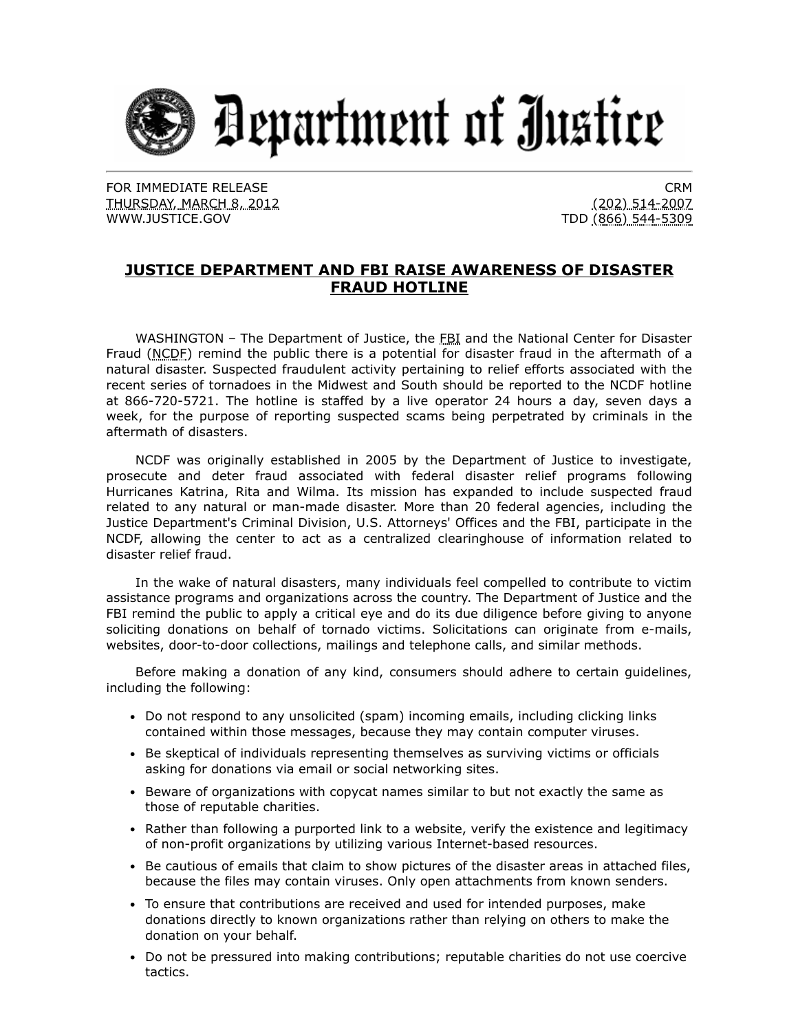# Department of Justice

FOR IMMEDIATE RELEASE
THURSDAY, MARCH 8, 2012
WWW.JUSTICE.GOV

CRM
(202) 514-2007
TDD (866) 544-5309

## JUSTICE DEPARTMENT AND FBI RAISE AWARENESS OF DISASTER FRAUD HOTLINE

WASHINGTON – The Department of Justice, the FBI and the National Center for Disaster Fraud (NCDF) remind the public there is a potential for disaster fraud in the aftermath of a natural disaster. Suspected fraudulent activity pertaining to relief efforts associated with the recent series of tornadoes in the Midwest and South should be reported to the NCDF hotline at 866-720-5721. The hotline is staffed by a live operator 24 hours a day, seven days a week, for the purpose of reporting suspected scams being perpetrated by criminals in the aftermath of disasters.

NCDF was originally established in 2005 by the Department of Justice to investigate, prosecute and deter fraud associated with federal disaster relief programs following Hurricanes Katrina, Rita and Wilma. Its mission has expanded to include suspected fraud related to any natural or man-made disaster. More than 20 federal agencies, including the Justice Department's Criminal Division, U.S. Attorneys' Offices and the FBI, participate in the NCDF, allowing the center to act as a centralized clearinghouse of information related to disaster relief fraud.

In the wake of natural disasters, many individuals feel compelled to contribute to victim assistance programs and organizations across the country. The Department of Justice and the FBI remind the public to apply a critical eye and do its due diligence before giving to anyone soliciting donations on behalf of tornado victims. Solicitations can originate from e-mails, websites, door-to-door collections, mailings and telephone calls, and similar methods.

Before making a donation of any kind, consumers should adhere to certain guidelines, including the following:

- Do not respond to any unsolicited (spam) incoming emails, including clicking links contained within those messages, because they may contain computer viruses.
- Be skeptical of individuals representing themselves as surviving victims or officials asking for donations via email or social networking sites.
- Beware of organizations with copycat names similar to but not exactly the same as those of reputable charities.
- Rather than following a purported link to a website, verify the existence and legitimacy of non-profit organizations by utilizing various Internet-based resources.
- Be cautious of emails that claim to show pictures of the disaster areas in attached files, because the files may contain viruses. Only open attachments from known senders.
- To ensure that contributions are received and used for intended purposes, make donations directly to known organizations rather than relying on others to make the donation on your behalf.
- Do not be pressured into making contributions; reputable charities do not use coercive tactics.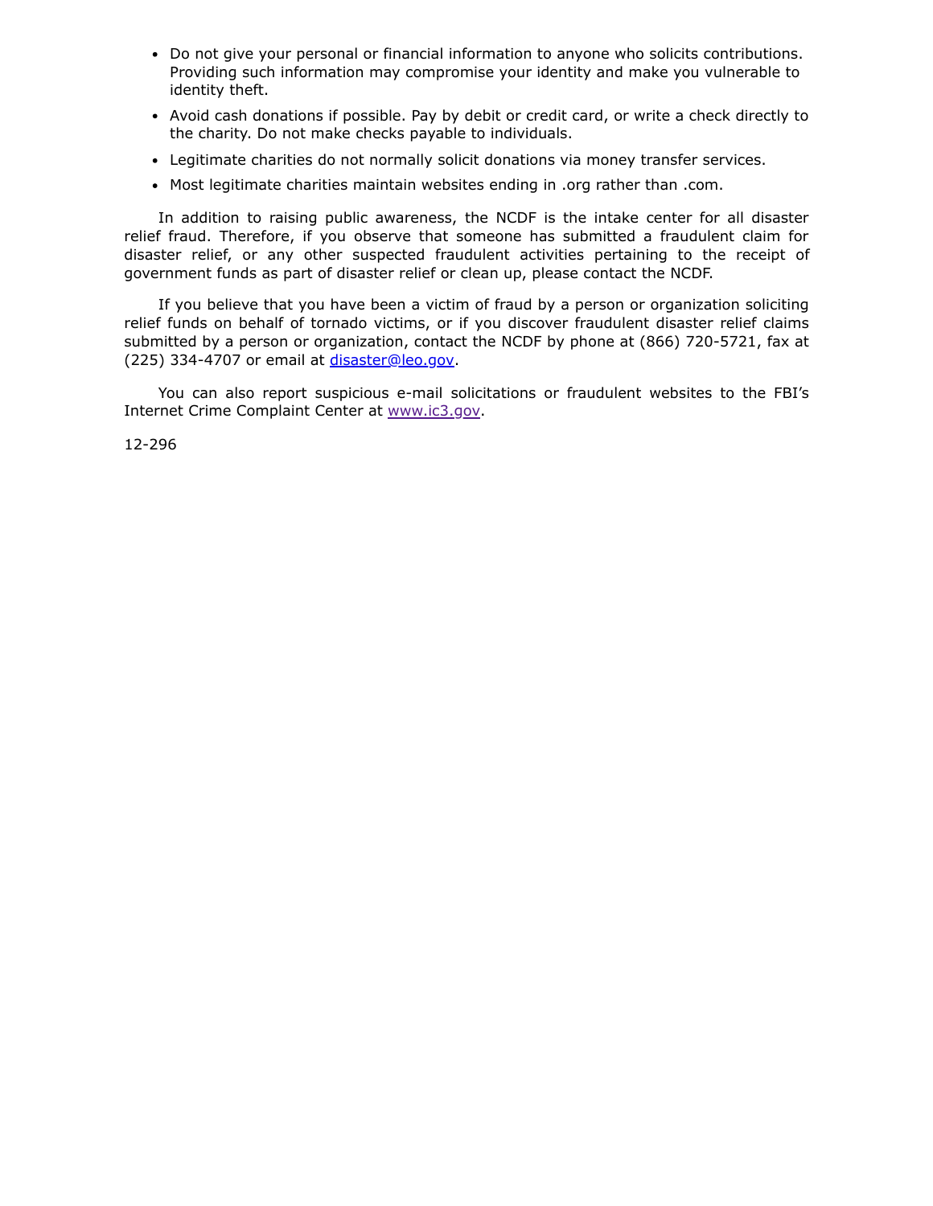- Do not give your personal or financial information to anyone who solicits contributions. Providing such information may compromise your identity and make you vulnerable to identity theft.
- Avoid cash donations if possible. Pay by debit or credit card, or write a check directly to the charity. Do not make checks payable to individuals.
- Legitimate charities do not normally solicit donations via money transfer services.
- Most legitimate charities maintain websites ending in .org rather than .com.

In addition to raising public awareness, the NCDF is the intake center for all disaster relief fraud. Therefore, if you observe that someone has submitted a fraudulent claim for disaster relief, or any other suspected fraudulent activities pertaining to the receipt of government funds as part of disaster relief or clean up, please contact the NCDF.

If you believe that you have been a victim of fraud by a person or organization soliciting relief funds on behalf of tornado victims, or if you discover fraudulent disaster relief claims submitted by a person or organization, contact the NCDF by phone at (866) 720-5721, fax at (225) 334-4707 or email at disaster@leo.gov.

You can also report suspicious e-mail solicitations or fraudulent websites to the FBI's Internet Crime Complaint Center at www.ic3.gov.

12-296